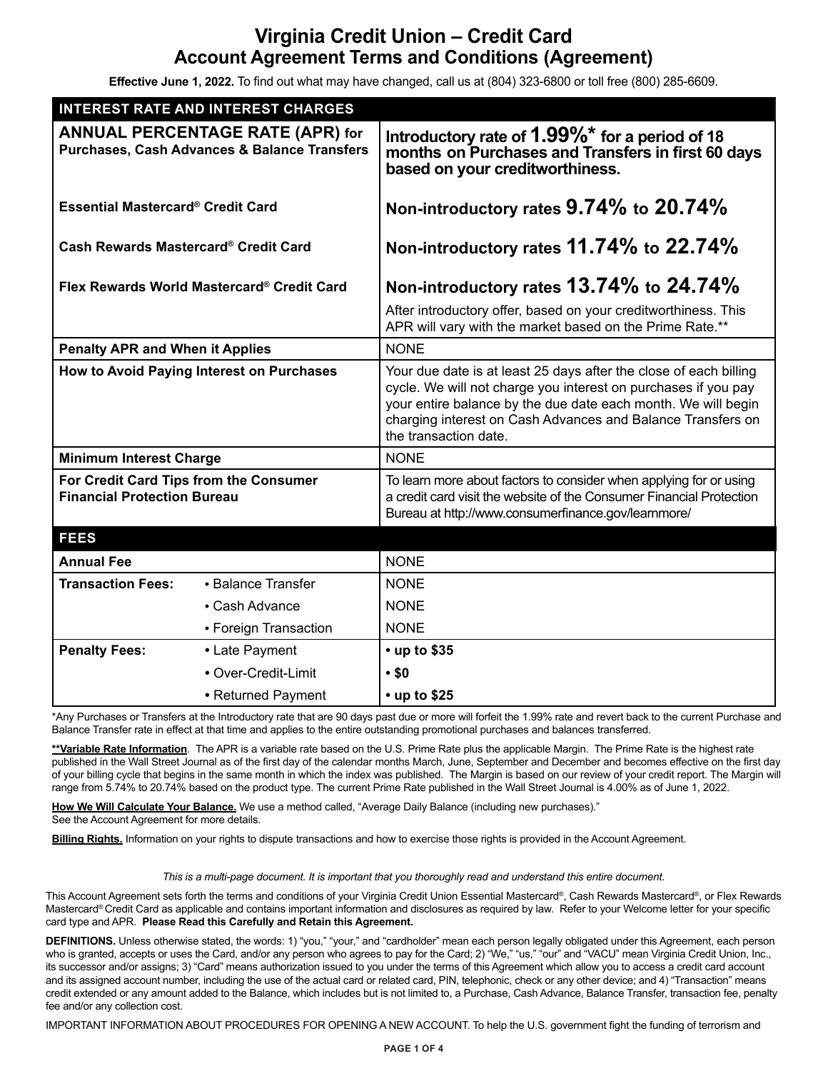# Virginia Credit Union – Credit Card
## Account Agreement Terms and Conditions (Agreement)

**Effective June 1, 2022.** To find out what may have changed, call us at (804) 323-6800 or toll free (800) 285-6609.

| INTEREST RATE AND INTEREST CHARGES | |
|---|---|
| **ANNUAL PERCENTAGE RATE (APR) for Purchases, Cash Advances & Balance Transfers** | **Introductory rate of 1.99%* for a period of 18 months on Purchases and Transfers in first 60 days based on your creditworthiness.** |
| **Essential Mastercard® Credit Card** | **Non-introductory rates 9.74% to 20.74%** |
| **Cash Rewards Mastercard® Credit Card** | **Non-introductory rates 11.74% to 22.74%** |
| **Flex Rewards World Mastercard® Credit Card** | **Non-introductory rates 13.74% to 24.74%**<br>After introductory offer, based on your creditworthiness. This APR will vary with the market based on the Prime Rate.** |
| **Penalty APR and When it Applies** | NONE |
| **How to Avoid Paying Interest on Purchases** | Your due date is at least 25 days after the close of each billing cycle. We will not charge you interest on purchases if you pay your entire balance by the due date each month. We will begin charging interest on Cash Advances and Balance Transfers on the transaction date. |
| **Minimum Interest Charge** | NONE |
| **For Credit Card Tips from the Consumer Financial Protection Bureau** | To learn more about factors to consider when applying for or using a credit card visit the website of the Consumer Financial Protection Bureau at http://www.consumerfinance.gov/learnmore/ |
| **FEES** | |
| **Annual Fee** | NONE |
| **Transaction Fees:** • Balance Transfer | NONE |
| • Cash Advance | NONE |
| • Foreign Transaction | NONE |
| **Penalty Fees:** • Late Payment | **• up to $35** |
| • Over-Credit-Limit | **• $0** |
| • Returned Payment | **• up to $25** |

*Any Purchases or Transfers at the Introductory rate that are 90 days past due or more will forfeit the 1.99% rate and revert back to the current Purchase and Balance Transfer rate in effect at that time and applies to the entire outstanding promotional purchases and balances transferred.

**<u>**Variable Rate Information</u>**. The APR is a variable rate based on the U.S. Prime Rate plus the applicable Margin. The Prime Rate is the highest rate published in the Wall Street Journal as of the first day of the calendar months March, June, September and December and becomes effective on the first day of your billing cycle that begins in the same month in which the index was published. The Margin is based on our review of your credit report. The Margin will range from 5.74% to 20.74% based on the product type. The current Prime Rate published in the Wall Street Journal is 4.00% as of June 1, 2022.

**<u>How We Will Calculate Your Balance.</u>** We use a method called, "Average Daily Balance (including new purchases)." See the Account Agreement for more details.

**<u>Billing Rights.</u>** Information on your rights to dispute transactions and how to exercise those rights is provided in the Account Agreement.

*This is a multi-page document. It is important that you thoroughly read and understand this entire document.*

This Account Agreement sets forth the terms and conditions of your Virginia Credit Union Essential Mastercard®, Cash Rewards Mastercard®, or Flex Rewards Mastercard® Credit Card as applicable and contains important information and disclosures as required by law. Refer to your Welcome letter for your specific card type and APR. **Please Read this Carefully and Retain this Agreement.**

**DEFINITIONS.** Unless otherwise stated, the words: 1) "you," "your," and "cardholder" mean each person legally obligated under this Agreement, each person who is granted, accepts or uses the Card, and/or any person who agrees to pay for the Card; 2) "We," "us," "our" and "VACU" mean Virginia Credit Union, Inc., its successor and/or assigns; 3) "Card" means authorization issued to you under the terms of this Agreement which allow you to access a credit card account and its assigned account number, including the use of the actual card or related card, PIN, telephonic, check or any other device; and 4) "Transaction" means credit extended or any amount added to the Balance, which includes but is not limited to, a Purchase, Cash Advance, Balance Transfer, transaction fee, penalty fee and/or any collection cost.

IMPORTANT INFORMATION ABOUT PROCEDURES FOR OPENING A NEW ACCOUNT. To help the U.S. government fight the funding of terrorism and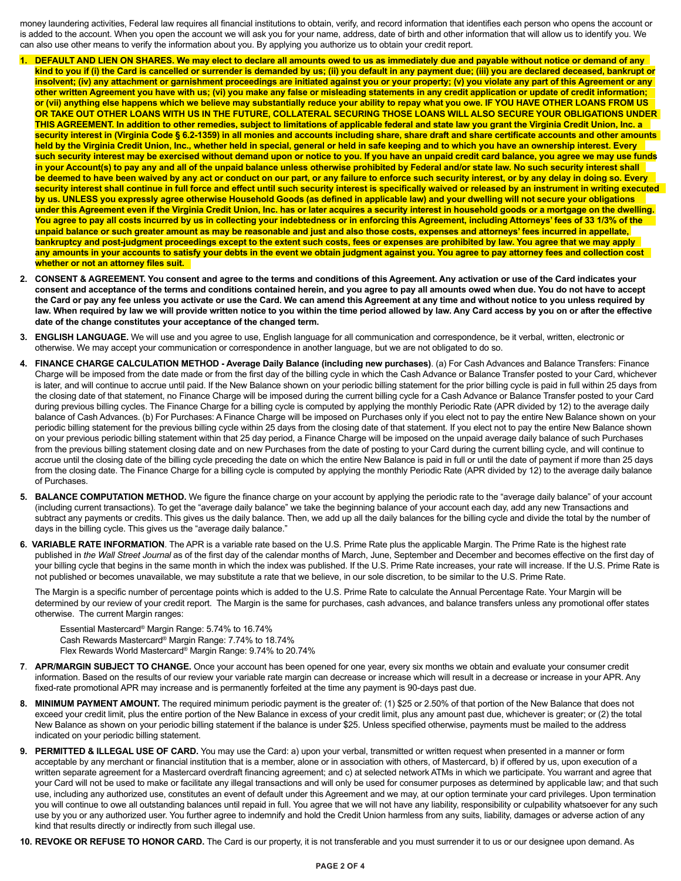money laundering activities, Federal law requires all financial institutions to obtain, verify, and record information that identifies each person who opens the account or is added to the account. When you open the account we will ask you for your name, address, date of birth and other information that will allow us to identify you. We can also use other means to verify the information about you. By applying you authorize us to obtain your credit report.

1. **DEFAULT AND LIEN ON SHARES. We may elect to declare all amounts owed to us as immediately due and payable without notice or demand of any kind to you if (i) the Card is cancelled or surrender is demanded by us; (ii) you default in any payment due; (iii) you are declared deceased, bankrupt or insolvent; (iv) any attachment or garnishment proceedings are initiated against you or your property; (v) you violate any part of this Agreement or any other written Agreement you have with us; (vi) you make any false or misleading statements in any credit application or update of credit information; or (vii) anything else happens which we believe may substantially reduce your ability to repay what you owe. IF YOU HAVE OTHER LOANS FROM US OR TAKE OUT OTHER LOANS WITH US IN THE FUTURE, COLLATERAL SECURING THOSE LOANS WILL ALSO SECURE YOUR OBLIGATIONS UNDER THIS AGREEMENT. In addition to other remedies, subject to limitations of applicable federal and state law you grant the Virginia Credit Union, Inc. a security interest in (Virginia Code § 6.2-1359) in all monies and accounts including share, share draft and share certificate accounts and other amounts held by the Virginia Credit Union, Inc., whether held in special, general or held in safe keeping and to which you have an ownership interest. Every such security interest may be exercised without demand upon or notice to you. If you have an unpaid credit card balance, you agree we may use funds in your Account(s) to pay any and all of the unpaid balance unless otherwise prohibited by Federal and/or state law. No such security interest shall be deemed to have been waived by any act or conduct on our part, or any failure to enforce such security interest, or by any delay in doing so. Every security interest shall continue in full force and effect until such security interest is specifically waived or released by an instrument in writing executed by us. UNLESS you expressly agree otherwise Household Goods (as defined in applicable law) and your dwelling will not secure your obligations under this Agreement even if the Virginia Credit Union, Inc. has or later acquires a security interest in household goods or a mortgage on the dwelling. You agree to pay all costs incurred by us in collecting your indebtedness or in enforcing this Agreement, including Attorneys' fees of 33 1/3% of the unpaid balance or such greater amount as may be reasonable and just and also those costs, expenses and attorneys' fees incurred in appellate, bankruptcy and post-judgment proceedings except to the extent such costs, fees or expenses are prohibited by law. You agree that we may apply any amounts in your accounts to satisfy your debts in the event we obtain judgment against you. You agree to pay attorney fees and collection cost whether or not an attorney files suit.**

2. **CONSENT & AGREEMENT. You consent and agree to the terms and conditions of this Agreement. Any activation or use of the Card indicates your consent and acceptance of the terms and conditions contained herein, and you agree to pay all amounts owed when due. You do not have to accept the Card or pay any fee unless you activate or use the Card. We can amend this Agreement at any time and without notice to you unless required by law. When required by law we will provide written notice to you within the time period allowed by law. Any Card access by you on or after the effective date of the change constitutes your acceptance of the changed term.**

3. **ENGLISH LANGUAGE.** We will use and you agree to use, English language for all communication and correspondence, be it verbal, written, electronic or otherwise. We may accept your communication or correspondence in another language, but we are not obligated to do so.

4. **FINANCE CHARGE CALCULATION METHOD - Average Daily Balance (including new purchases)**. (a) For Cash Advances and Balance Transfers: Finance Charge will be imposed from the date made or from the first day of the billing cycle in which the Cash Advance or Balance Transfer posted to your Card, whichever is later, and will continue to accrue until paid. If the New Balance shown on your periodic billing statement for the prior billing cycle is paid in full within 25 days from the closing date of that statement, no Finance Charge will be imposed during the current billing cycle for a Cash Advance or Balance Transfer posted to your Card during previous billing cycles. The Finance Charge for a billing cycle is computed by applying the monthly Periodic Rate (APR divided by 12) to the average daily balance of Cash Advances. (b) For Purchases: A Finance Charge will be imposed on Purchases only if you elect not to pay the entire New Balance shown on your periodic billing statement for the previous billing cycle within 25 days from the closing date of that statement. If you elect not to pay the entire New Balance shown on your previous periodic billing statement within that 25 day period, a Finance Charge will be imposed on the unpaid average daily balance of such Purchases from the previous billing statement closing date and on new Purchases from the date of posting to your Card during the current billing cycle, and will continue to accrue until the closing date of the billing cycle preceding the date on which the entire New Balance is paid in full or until the date of payment if more than 25 days from the closing date. The Finance Charge for a billing cycle is computed by applying the monthly Periodic Rate (APR divided by 12) to the average daily balance of Purchases.

5. **BALANCE COMPUTATION METHOD.** We figure the finance charge on your account by applying the periodic rate to the "average daily balance" of your account (including current transactions). To get the "average daily balance" we take the beginning balance of your account each day, add any new Transactions and subtract any payments or credits. This gives us the daily balance. Then, we add up all the daily balances for the billing cycle and divide the total by the number of days in the billing cycle. This gives us the "average daily balance."

6. **VARIABLE RATE INFORMATION**. The APR is a variable rate based on the U.S. Prime Rate plus the applicable Margin. The Prime Rate is the highest rate published in *the Wall Street Journal* as of the first day of the calendar months of March, June, September and December and becomes effective on the first day of your billing cycle that begins in the same month in which the index was published. If the U.S. Prime Rate increases, your rate will increase. If the U.S. Prime Rate is not published or becomes unavailable, we may substitute a rate that we believe, in our sole discretion, to be similar to the U.S. Prime Rate.

   The Margin is a specific number of percentage points which is added to the U.S. Prime Rate to calculate the Annual Percentage Rate. Your Margin will be determined by our review of your credit report. The Margin is the same for purchases, cash advances, and balance transfers unless any promotional offer states otherwise. The current Margin ranges:

   Essential Mastercard® Margin Range: 5.74% to 16.74%
   Cash Rewards Mastercard® Margin Range: 7.74% to 18.74%
   Flex Rewards World Mastercard® Margin Range: 9.74% to 20.74%

7. **APR/MARGIN SUBJECT TO CHANGE.** Once your account has been opened for one year, every six months we obtain and evaluate your consumer credit information. Based on the results of our review your variable rate margin can decrease or increase which will result in a decrease or increase in your APR. Any fixed-rate promotional APR may increase and is permanently forfeited at the time any payment is 90-days past due.

8. **MINIMUM PAYMENT AMOUNT.** The required minimum periodic payment is the greater of: (1) $25 or 2.50% of that portion of the New Balance that does not exceed your credit limit, plus the entire portion of the New Balance in excess of your credit limit, plus any amount past due, whichever is greater; or (2) the total New Balance as shown on your periodic billing statement if the balance is under $25. Unless specified otherwise, payments must be mailed to the address indicated on your periodic billing statement.

9. **PERMITTED & ILLEGAL USE OF CARD.** You may use the Card: a) upon your verbal, transmitted or written request when presented in a manner or form acceptable by any merchant or financial institution that is a member, alone or in association with others, of Mastercard, b) if offered by us, upon execution of a written separate agreement for a Mastercard overdraft financing agreement; and c) at selected network ATMs in which we participate. You warrant and agree that your Card will not be used to make or facilitate any illegal transactions and will only be used for consumer purposes as determined by applicable law; and that such use, including any authorized use, constitutes an event of default under this Agreement and we may, at our option terminate your card privileges. Upon termination you will continue to owe all outstanding balances until repaid in full. You agree that we will not have any liability, responsibility or culpability whatsoever for any such use by you or any authorized user. You further agree to indemnify and hold the Credit Union harmless from any suits, liability, damages or adverse action of any kind that results directly or indirectly from such illegal use.

10. **REVOKE OR REFUSE TO HONOR CARD.** The Card is our property, it is not transferable and you must surrender it to us or our designee upon demand. As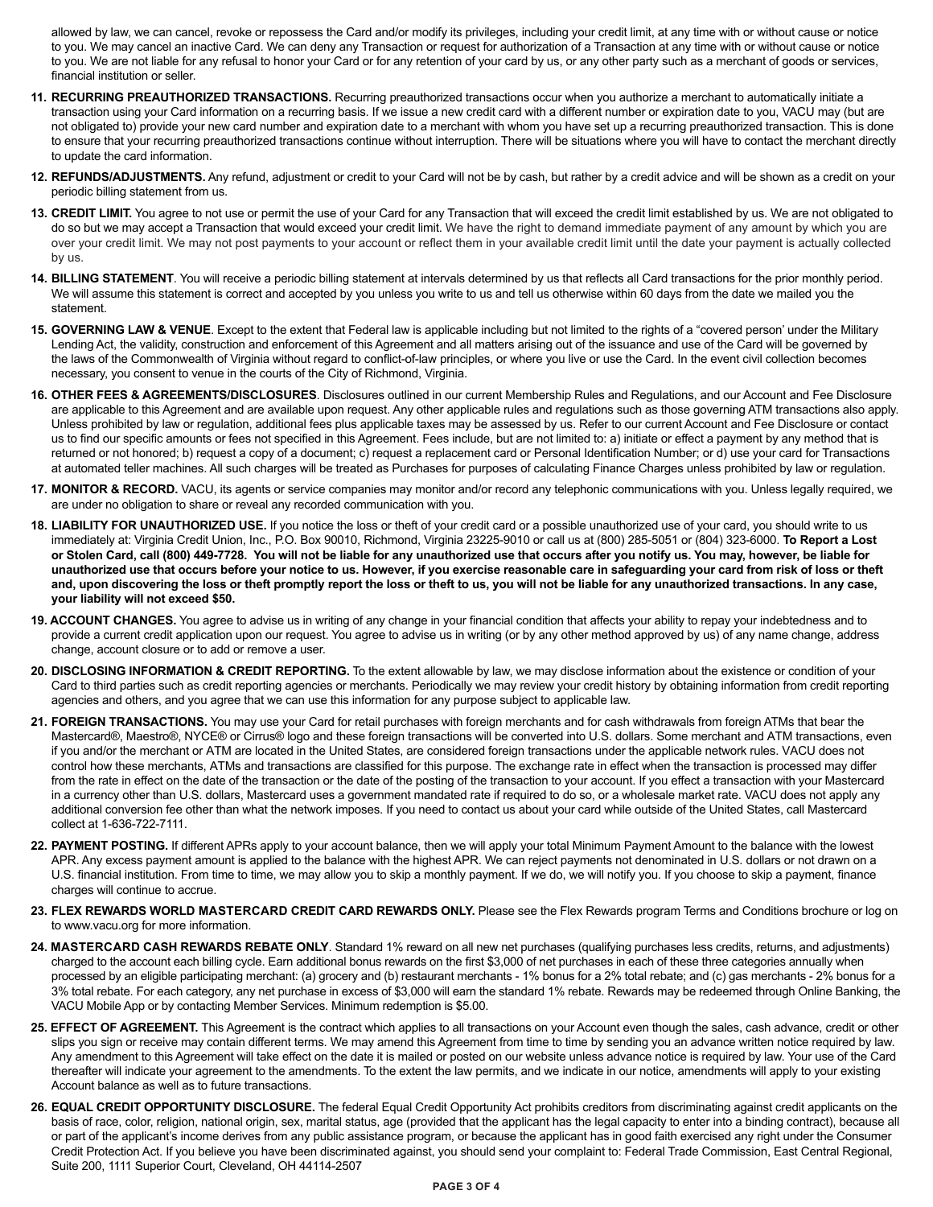allowed by law, we can cancel, revoke or repossess the Card and/or modify its privileges, including your credit limit, at any time with or without cause or notice to you. We may cancel an inactive Card. We can deny any Transaction or request for authorization of a Transaction at any time with or without cause or notice to you. We are not liable for any refusal to honor your Card or for any retention of your card by us, or any other party such as a merchant of goods or services, financial institution or seller.

11. **RECURRING PREAUTHORIZED TRANSACTIONS.** Recurring preauthorized transactions occur when you authorize a merchant to automatically initiate a transaction using your Card information on a recurring basis. If we issue a new credit card with a different number or expiration date to you, VACU may (but are not obligated to) provide your new card number and expiration date to a merchant with whom you have set up a recurring preauthorized transaction. This is done to ensure that your recurring preauthorized transactions continue without interruption. There will be situations where you will have to contact the merchant directly to update the card information.

12. **REFUNDS/ADJUSTMENTS.** Any refund, adjustment or credit to your Card will not be by cash, but rather by a credit advice and will be shown as a credit on your periodic billing statement from us.

13. **CREDIT LIMIT.** You agree to not use or permit the use of your Card for any Transaction that will exceed the credit limit established by us. We are not obligated to do so but we may accept a Transaction that would exceed your credit limit. We have the right to demand immediate payment of any amount by which you are over your credit limit. We may not post payments to your account or reflect them in your available credit limit until the date your payment is actually collected by us.

14. **BILLING STATEMENT**. You will receive a periodic billing statement at intervals determined by us that reflects all Card transactions for the prior monthly period. We will assume this statement is correct and accepted by you unless you write to us and tell us otherwise within 60 days from the date we mailed you the statement.

15. **GOVERNING LAW & VENUE**. Except to the extent that Federal law is applicable including but not limited to the rights of a "covered person' under the Military Lending Act, the validity, construction and enforcement of this Agreement and all matters arising out of the issuance and use of the Card will be governed by the laws of the Commonwealth of Virginia without regard to conflict-of-law principles, or where you live or use the Card. In the event civil collection becomes necessary, you consent to venue in the courts of the City of Richmond, Virginia.

16. **OTHER FEES & AGREEMENTS/DISCLOSURES**. Disclosures outlined in our current Membership Rules and Regulations, and our Account and Fee Disclosure are applicable to this Agreement and are available upon request. Any other applicable rules and regulations such as those governing ATM transactions also apply. Unless prohibited by law or regulation, additional fees plus applicable taxes may be assessed by us. Refer to our current Account and Fee Disclosure or contact us to find our specific amounts or fees not specified in this Agreement. Fees include, but are not limited to: a) initiate or effect a payment by any method that is returned or not honored; b) request a copy of a document; c) request a replacement card or Personal Identification Number; or d) use your card for Transactions at automated teller machines. All such charges will be treated as Purchases for purposes of calculating Finance Charges unless prohibited by law or regulation.

17. **MONITOR & RECORD.** VACU, its agents or service companies may monitor and/or record any telephonic communications with you. Unless legally required, we are under no obligation to share or reveal any recorded communication with you.

18. **LIABILITY FOR UNAUTHORIZED USE.** If you notice the loss or theft of your credit card or a possible unauthorized use of your card, you should write to us immediately at: Virginia Credit Union, Inc., P.O. Box 90010, Richmond, Virginia 23225-9010 or call us at (800) 285-5051 or (804) 323-6000. **To Report a Lost or Stolen Card, call (800) 449-7728. You will not be liable for any unauthorized use that occurs after you notify us. You may, however, be liable for unauthorized use that occurs before your notice to us. However, if you exercise reasonable care in safeguarding your card from risk of loss or theft and, upon discovering the loss or theft promptly report the loss or theft to us, you will not be liable for any unauthorized transactions. In any case, your liability will not exceed $50.**

19. **ACCOUNT CHANGES.** You agree to advise us in writing of any change in your financial condition that affects your ability to repay your indebtedness and to provide a current credit application upon our request. You agree to advise us in writing (or by any other method approved by us) of any name change, address change, account closure or to add or remove a user.

20. **DISCLOSING INFORMATION & CREDIT REPORTING.** To the extent allowable by law, we may disclose information about the existence or condition of your Card to third parties such as credit reporting agencies or merchants. Periodically we may review your credit history by obtaining information from credit reporting agencies and others, and you agree that we can use this information for any purpose subject to applicable law.

21. **FOREIGN TRANSACTIONS.** You may use your Card for retail purchases with foreign merchants and for cash withdrawals from foreign ATMs that bear the Mastercard®, Maestro®, NYCE® or Cirrus® logo and these foreign transactions will be converted into U.S. dollars. Some merchant and ATM transactions, even if you and/or the merchant or ATM are located in the United States, are considered foreign transactions under the applicable network rules. VACU does not control how these merchants, ATMs and transactions are classified for this purpose. The exchange rate in effect when the transaction is processed may differ from the rate in effect on the date of the transaction or the date of the posting of the transaction to your account. If you effect a transaction with your Mastercard in a currency other than U.S. dollars, Mastercard uses a government mandated rate if required to do so, or a wholesale market rate. VACU does not apply any additional conversion fee other than what the network imposes. If you need to contact us about your card while outside of the United States, call Mastercard collect at 1-636-722-7111.

22. **PAYMENT POSTING.** If different APRs apply to your account balance, then we will apply your total Minimum Payment Amount to the balance with the lowest APR. Any excess payment amount is applied to the balance with the highest APR. We can reject payments not denominated in U.S. dollars or not drawn on a U.S. financial institution. From time to time, we may allow you to skip a monthly payment. If we do, we will notify you. If you choose to skip a payment, finance charges will continue to accrue.

23. **FLEX REWARDS WORLD MASTERCARD CREDIT CARD REWARDS ONLY.** Please see the Flex Rewards program Terms and Conditions brochure or log on to www.vacu.org for more information.

24. **MASTERCARD CASH REWARDS REBATE ONLY**. Standard 1% reward on all new net purchases (qualifying purchases less credits, returns, and adjustments) charged to the account each billing cycle. Earn additional bonus rewards on the first $3,000 of net purchases in each of these three categories annually when processed by an eligible participating merchant: (a) grocery and (b) restaurant merchants - 1% bonus for a 2% total rebate; and (c) gas merchants - 2% bonus for a 3% total rebate. For each category, any net purchase in excess of $3,000 will earn the standard 1% rebate. Rewards may be redeemed through Online Banking, the VACU Mobile App or by contacting Member Services. Minimum redemption is $5.00.

25. **EFFECT OF AGREEMENT.** This Agreement is the contract which applies to all transactions on your Account even though the sales, cash advance, credit or other slips you sign or receive may contain different terms. We may amend this Agreement from time to time by sending you an advance written notice required by law. Any amendment to this Agreement will take effect on the date it is mailed or posted on our website unless advance notice is required by law. Your use of the Card thereafter will indicate your agreement to the amendments. To the extent the law permits, and we indicate in our notice, amendments will apply to your existing Account balance as well as to future transactions.

26. **EQUAL CREDIT OPPORTUNITY DISCLOSURE.** The federal Equal Credit Opportunity Act prohibits creditors from discriminating against credit applicants on the basis of race, color, religion, national origin, sex, marital status, age (provided that the applicant has the legal capacity to enter into a binding contract), because all or part of the applicant's income derives from any public assistance program, or because the applicant has in good faith exercised any right under the Consumer Credit Protection Act. If you believe you have been discriminated against, you should send your complaint to: Federal Trade Commission, East Central Regional, Suite 200, 1111 Superior Court, Cleveland, OH 44114-2507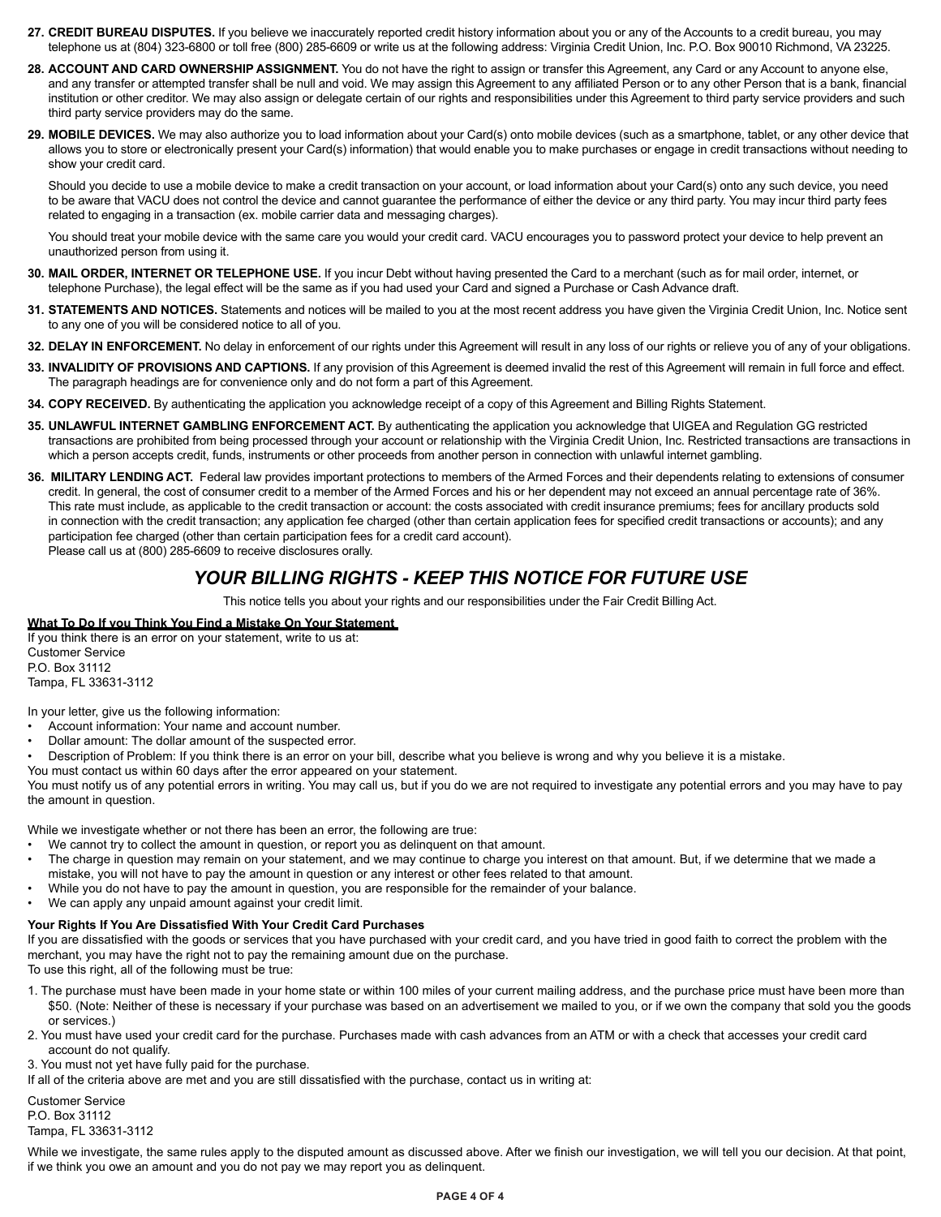**27. CREDIT BUREAU DISPUTES.** If you believe we inaccurately reported credit history information about you or any of the Accounts to a credit bureau, you may telephone us at (804) 323-6800 or toll free (800) 285-6609 or write us at the following address: Virginia Credit Union, Inc. P.O. Box 90010 Richmond, VA 23225.

**28. ACCOUNT AND CARD OWNERSHIP ASSIGNMENT.** You do not have the right to assign or transfer this Agreement, any Card or any Account to anyone else, and any transfer or attempted transfer shall be null and void. We may assign this Agreement to any affiliated Person or to any other Person that is a bank, financial institution or other creditor. We may also assign or delegate certain of our rights and responsibilities under this Agreement to third party service providers and such third party service providers may do the same.

**29. MOBILE DEVICES.** We may also authorize you to load information about your Card(s) onto mobile devices (such as a smartphone, tablet, or any other device that allows you to store or electronically present your Card(s) information) that would enable you to make purchases or engage in credit transactions without needing to show your credit card.

Should you decide to use a mobile device to make a credit transaction on your account, or load information about your Card(s) onto any such device, you need to be aware that VACU does not control the device and cannot guarantee the performance of either the device or any third party. You may incur third party fees related to engaging in a transaction (ex. mobile carrier data and messaging charges).

You should treat your mobile device with the same care you would your credit card. VACU encourages you to password protect your device to help prevent an unauthorized person from using it.

**30. MAIL ORDER, INTERNET OR TELEPHONE USE.** If you incur Debt without having presented the Card to a merchant (such as for mail order, internet, or telephone Purchase), the legal effect will be the same as if you had used your Card and signed a Purchase or Cash Advance draft.

**31. STATEMENTS AND NOTICES.** Statements and notices will be mailed to you at the most recent address you have given the Virginia Credit Union, Inc. Notice sent to any one of you will be considered notice to all of you.

**32. DELAY IN ENFORCEMENT.** No delay in enforcement of our rights under this Agreement will result in any loss of our rights or relieve you of any of your obligations.

**33. INVALIDITY OF PROVISIONS AND CAPTIONS.** If any provision of this Agreement is deemed invalid the rest of this Agreement will remain in full force and effect. The paragraph headings are for convenience only and do not form a part of this Agreement.

**34. COPY RECEIVED.** By authenticating the application you acknowledge receipt of a copy of this Agreement and Billing Rights Statement.

**35. UNLAWFUL INTERNET GAMBLING ENFORCEMENT ACT.** By authenticating the application you acknowledge that UIGEA and Regulation GG restricted transactions are prohibited from being processed through your account or relationship with the Virginia Credit Union, Inc. Restricted transactions are transactions in which a person accepts credit, funds, instruments or other proceeds from another person in connection with unlawful internet gambling.

**36. MILITARY LENDING ACT.** Federal law provides important protections to members of the Armed Forces and their dependents relating to extensions of consumer credit. In general, the cost of consumer credit to a member of the Armed Forces and his or her dependent may not exceed an annual percentage rate of 36%. This rate must include, as applicable to the credit transaction or account: the costs associated with credit insurance premiums; fees for ancillary products sold in connection with the credit transaction; any application fee charged (other than certain application fees for specified credit transactions or accounts); and any participation fee charged (other than certain participation fees for a credit card account).
Please call us at (800) 285-6609 to receive disclosures orally.

## *YOUR BILLING RIGHTS - KEEP THIS NOTICE FOR FUTURE USE*

This notice tells you about your rights and our responsibilities under the Fair Credit Billing Act.

**What To Do If you Think You Find a Mistake On Your Statement**

If you think there is an error on your statement, write to us at:
Customer Service
P.O. Box 31112
Tampa, FL 33631-3112

In your letter, give us the following information:

- Account information: Your name and account number.
- Dollar amount: The dollar amount of the suspected error.
- Description of Problem: If you think there is an error on your bill, describe what you believe is wrong and why you believe it is a mistake.

You must contact us within 60 days after the error appeared on your statement.
You must notify us of any potential errors in writing. You may call us, but if you do we are not required to investigate any potential errors and you may have to pay the amount in question.

While we investigate whether or not there has been an error, the following are true:

- We cannot try to collect the amount in question, or report you as delinquent on that amount.
- The charge in question may remain on your statement, and we may continue to charge you interest on that amount. But, if we determine that we made a mistake, you will not have to pay the amount in question or any interest or other fees related to that amount.
- While you do not have to pay the amount in question, you are responsible for the remainder of your balance.
- We can apply any unpaid amount against your credit limit.

**Your Rights If You Are Dissatisfied With Your Credit Card Purchases**

If you are dissatisfied with the goods or services that you have purchased with your credit card, and you have tried in good faith to correct the problem with the merchant, you may have the right not to pay the remaining amount due on the purchase.
To use this right, all of the following must be true:

1. The purchase must have been made in your home state or within 100 miles of your current mailing address, and the purchase price must have been more than $50. (Note: Neither of these is necessary if your purchase was based on an advertisement we mailed to you, or if we own the company that sold you the goods or services.)
2. You must have used your credit card for the purchase. Purchases made with cash advances from an ATM or with a check that accesses your credit card account do not qualify.
3. You must not yet have fully paid for the purchase.

If all of the criteria above are met and you are still dissatisfied with the purchase, contact us in writing at:

Customer Service
P.O. Box 31112
Tampa, FL 33631-3112

While we investigate, the same rules apply to the disputed amount as discussed above. After we finish our investigation, we will tell you our decision. At that point, if we think you owe an amount and you do not pay we may report you as delinquent.